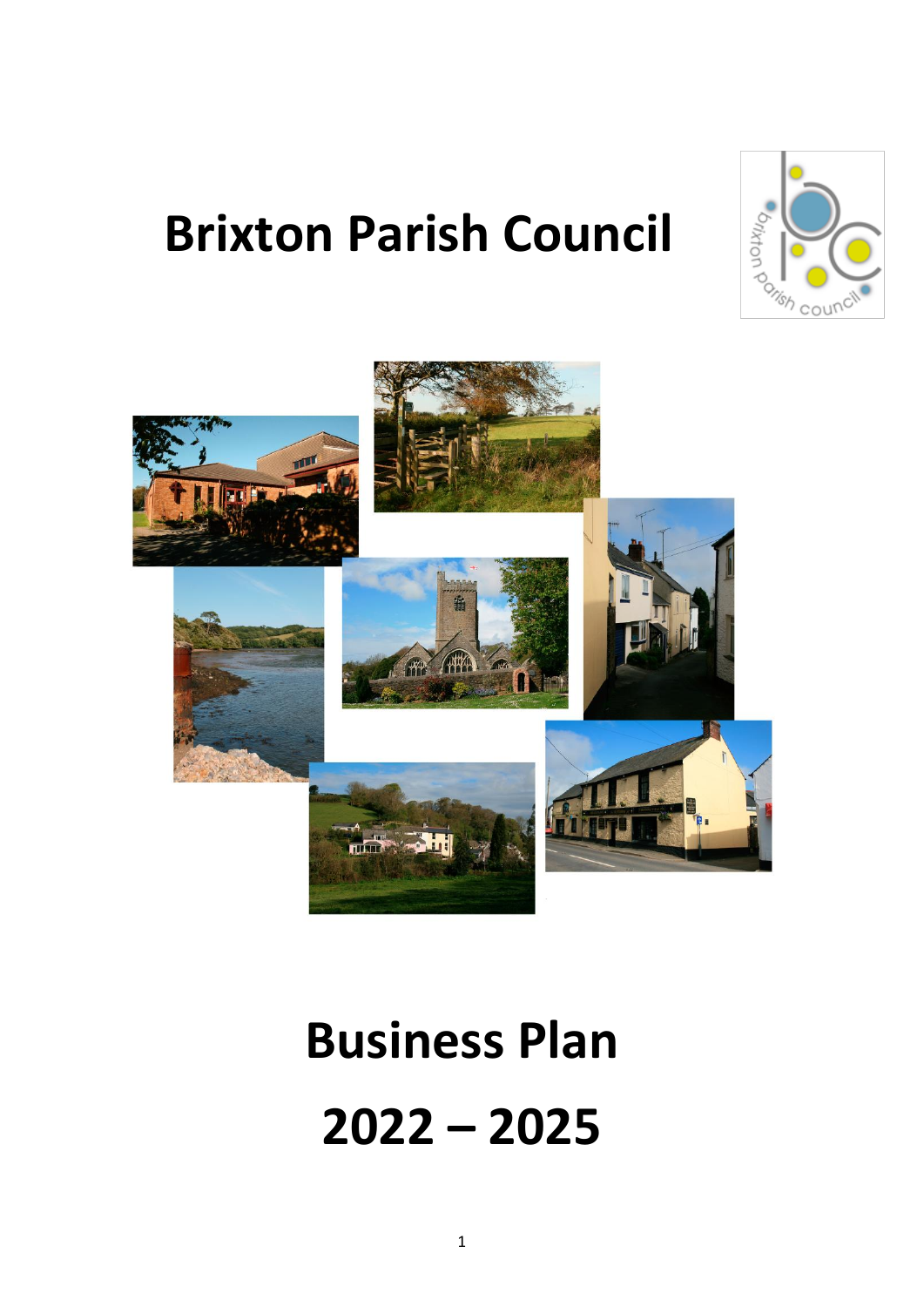# Brixton Parish Council

# Business Plan

# 2022 – 2025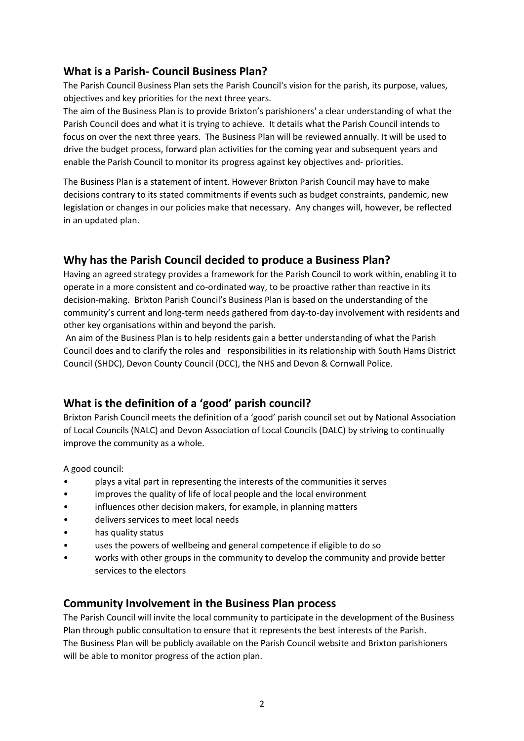## What is a Parish- Council Business Plan?

The Parish Council Business Plan sets the Parish Council's vision for the parish, its purpose, values, objectives and key priorities for the next three years.

The aim of the Business Plan is to provide Brixton's parishioners' a clear understanding of what the Parish Council does and what it is trying to achieve. It details what the Parish Council intends to focus on over the next three years. The Business Plan will be reviewed annually. It will be used to drive the budget process, forward plan activities for the coming year and subsequent years and enable the Parish Council to monitor its progress against key objectives and- priorities.

The Business Plan is a statement of intent. However Brixton Parish Council may have to make decisions contrary to its stated commitments if events such as budget constraints, pandemic, new legislation or changes in our policies make that necessary. Any changes will, however, be reflected in an updated plan.

## Why has the Parish Council decided to produce a Business Plan?

Having an agreed strategy provides a framework for the Parish Council to work within, enabling it to operate in a more consistent and co-ordinated way, to be proactive rather than reactive in its decision-making. Brixton Parish Council's Business Plan is based on the understanding of the community's current and long-term needs gathered from day-to-day involvement with residents and other key organisations within and beyond the parish.

An aim of the Business Plan is to help residents gain a better understanding of what the Parish Council does and to clarify the roles and responsibilities in its relationship with South Hams District Council (SHDC), Devon County Council (DCC), the NHS and Devon & Cornwall Police.

## What is the definition of a 'good' parish council?

Brixton Parish Council meets the definition of a 'good' parish council set out by National Association of Local Councils (NALC) and Devon Association of Local Councils (DALC) by striving to continually improve the community as a whole.

A good council:

- plays a vital part in representing the interests of the communities it serves
- improves the quality of life of local people and the local environment
- influences other decision makers, for example, in planning matters
- delivers services to meet local needs
- has quality status
- uses the powers of wellbeing and general competence if eligible to do so
- works with other groups in the community to develop the community and provide better services to the electors

## Community Involvement in the Business Plan process

The Parish Council will invite the local community to participate in the development of the Business Plan through public consultation to ensure that it represents the best interests of the Parish.

The Business Plan will be publicly available on the Parish Council website and Brixton parishioners will be able to monitor progress of the action plan.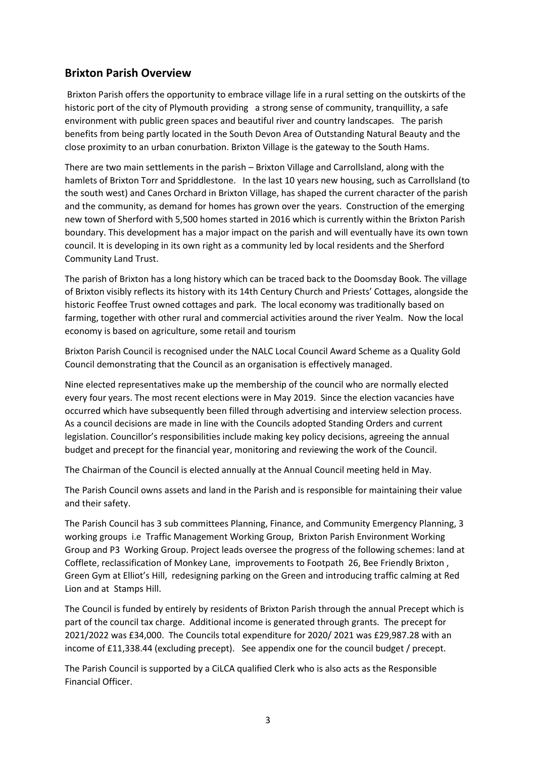## Brixton Parish Overview

Brixton Parish offers the opportunity to embrace village life in a rural setting on the outskirts of the historic port of the city of Plymouth providing a strong sense of community, tranquillity, a safe environment with public green spaces and beautiful river and country landscapes. The parish benefits from being partly located in the South Devon Area of Outstanding Natural Beauty and the close proximity to an urban conurbation. Brixton Village is the gateway to the South Hams.

There are two main settlements in the parish – Brixton Village and Carrollsland, along with the hamlets of Brixton Torr and Spriddlestone. In the last 10 years new housing, such as Carrollsland (to the south west) and Canes Orchard in Brixton Village, has shaped the current character of the parish and the community, as demand for homes has grown over the years. Construction of the emerging new town of Sherford with 5,500 homes started in 2016 which is currently within the Brixton Parish boundary. This development has a major impact on the parish and will eventually have its own town council. It is developing in its own right as a community led by local residents and the Sherford Community Land Trust.

The parish of Brixton has a long history which can be traced back to the Doomsday Book. The village of Brixton visibly reflects its history with its 14th Century Church and Priests' Cottages, alongside the historic Feoffee Trust owned cottages and park. The local economy was traditionally based on farming, together with other rural and commercial activities around the river Yealm. Now the local economy is based on agriculture, some retail and tourism

Brixton Parish Council is recognised under the NALC Local Council Award Scheme as a Quality Gold Council demonstrating that the Council as an organisation is effectively managed.

Nine elected representatives make up the membership of the council who are normally elected every four years. The most recent elections were in May 2019. Since the election vacancies have occurred which have subsequently been filled through advertising and interview selection process. As a council decisions are made in line with the Councils adopted Standing Orders and current legislation. Councillor's responsibilities include making key policy decisions, agreeing the annual budget and precept for the financial year, monitoring and reviewing the work of the Council.

The Chairman of the Council is elected annually at the Annual Council meeting held in May.

The Parish Council owns assets and land in the Parish and is responsible for maintaining their value and their safety.

The Parish Council has 3 sub committees Planning, Finance, and Community Emergency Planning, 3 working groups i.e Traffic Management Working Group, Brixton Parish Environment Working Group and P3 Working Group. Project leads oversee the progress of the following schemes: land at Cofflete, reclassification of Monkey Lane, improvements to Footpath 26, Bee Friendly Brixton , Green Gym at Elliot's Hill, redesigning parking on the Green and introducing traffic calming at Red Lion and at Stamps Hill.

The Council is funded by entirely by residents of Brixton Parish through the annual Precept which is part of the council tax charge. Additional income is generated through grants. The precept for 2021/2022 was £34,000. The Councils total expenditure for 2020/ 2021 was £29,987.28 with an income of £11,338.44 (excluding precept). See appendix one for the council budget / precept.

The Parish Council is supported by a CiLCA qualified Clerk who is also acts as the Responsible Financial Officer.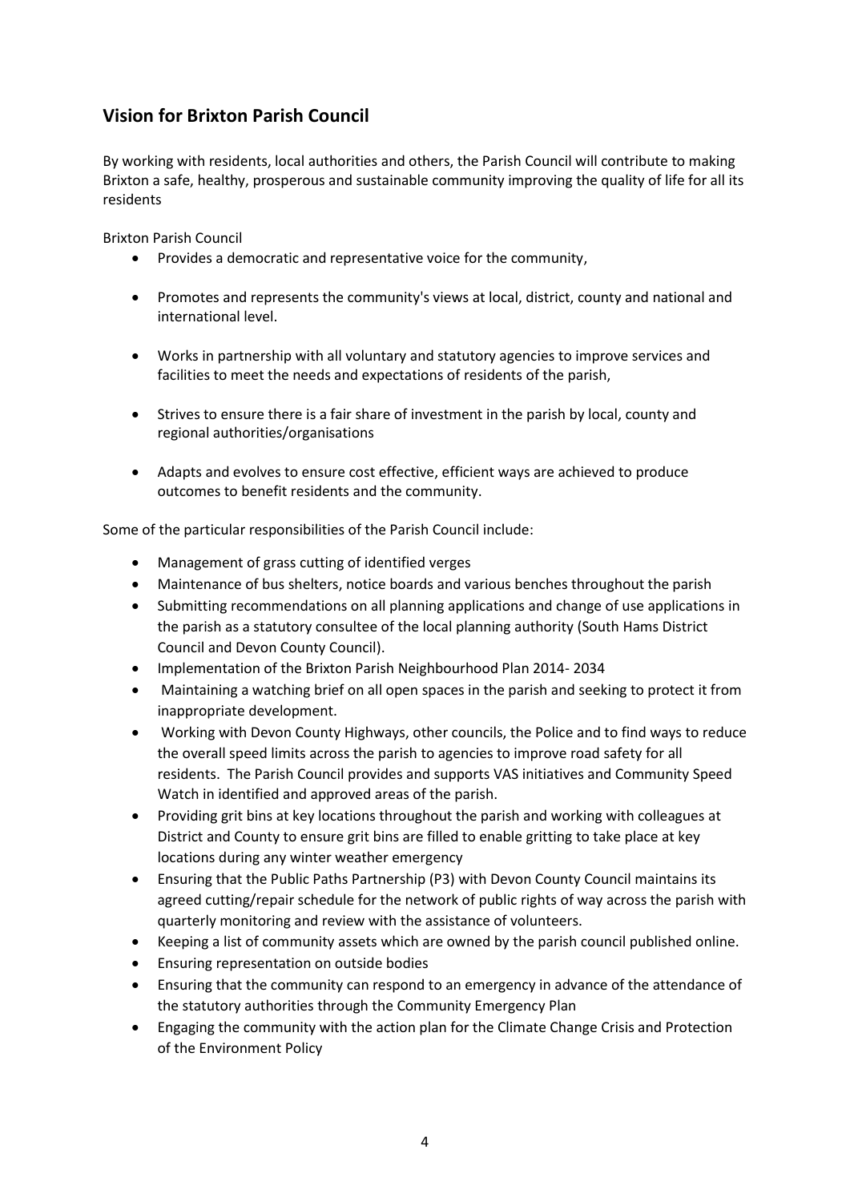## Vision for Brixton Parish Council

By working with residents, local authorities and others, the Parish Council will contribute to making Brixton a safe, healthy, prosperous and sustainable community improving the quality of life for all its residents

Brixton Parish Council

- Provides a democratic and representative voice for the community,
- Promotes and represents the community's views at local, district, county and national and international level.
- Works in partnership with all voluntary and statutory agencies to improve services and facilities to meet the needs and expectations of residents of the parish,
- Strives to ensure there is a fair share of investment in the parish by local, county and regional authorities/organisations
- Adapts and evolves to ensure cost effective, efficient ways are achieved to produce outcomes to benefit residents and the community.

Some of the particular responsibilities of the Parish Council include:

- Management of grass cutting of identified verges
- Maintenance of bus shelters, notice boards and various benches throughout the parish
- Submitting recommendations on all planning applications and change of use applications in the parish as a statutory consultee of the local planning authority (South Hams District Council and Devon County Council).
- Implementation of the Brixton Parish Neighbourhood Plan 2014- 2034
- Maintaining a watching brief on all open spaces in the parish and seeking to protect it from inappropriate development.
- Working with Devon County Highways, other councils, the Police and to find ways to reduce the overall speed limits across the parish to agencies to improve road safety for all residents. The Parish Council provides and supports VAS initiatives and Community Speed Watch in identified and approved areas of the parish.
- Providing grit bins at key locations throughout the parish and working with colleagues at District and County to ensure grit bins are filled to enable gritting to take place at key locations during any winter weather emergency
- Ensuring that the Public Paths Partnership (P3) with Devon County Council maintains its agreed cutting/repair schedule for the network of public rights of way across the parish with quarterly monitoring and review with the assistance of volunteers.
- Keeping a list of community assets which are owned by the parish council published online.
- Ensuring representation on outside bodies
- Ensuring that the community can respond to an emergency in advance of the attendance of the statutory authorities through the Community Emergency Plan
- Engaging the community with the action plan for the Climate Change Crisis and Protection of the Environment Policy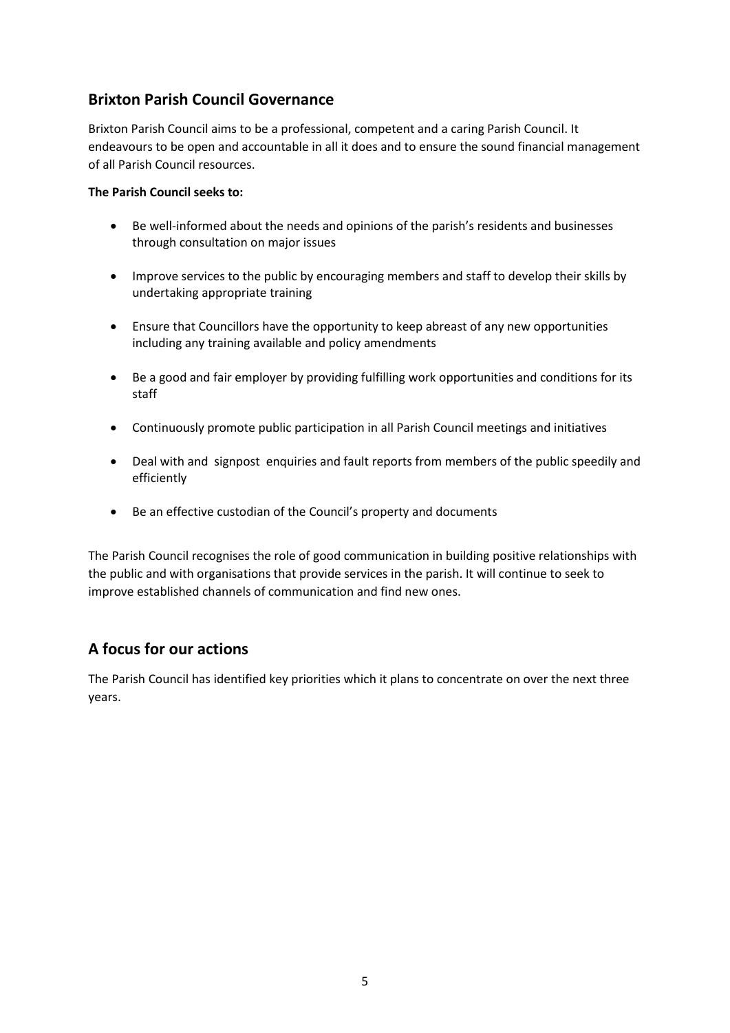## Brixton Parish Council Governance

Brixton Parish Council aims to be a professional, competent and a caring Parish Council. It endeavours to be open and accountable in all it does and to ensure the sound financial management of all Parish Council resources.

**The Parish Council seeks to:**

- Be well-informed about the needs and opinions of the parish's residents and businesses through consultation on major issues
- Improve services to the public by encouraging members and staff to develop their skills by undertaking appropriate training
- Ensure that Councillors have the opportunity to keep abreast of any new opportunities including any training available and policy amendments
- Be a good and fair employer by providing fulfilling work opportunities and conditions for its staff
- Continuously promote public participation in all Parish Council meetings and initiatives
- Deal with and signpost enquiries and fault reports from members of the public speedily and efficiently
- Be an effective custodian of the Council's property and documents

The Parish Council recognises the role of good communication in building positive relationships with the public and with organisations that provide services in the parish. It will continue to seek to improve established channels of communication and find new ones.

## A focus for our actions

The Parish Council has identified key priorities which it plans to concentrate on over the next three years.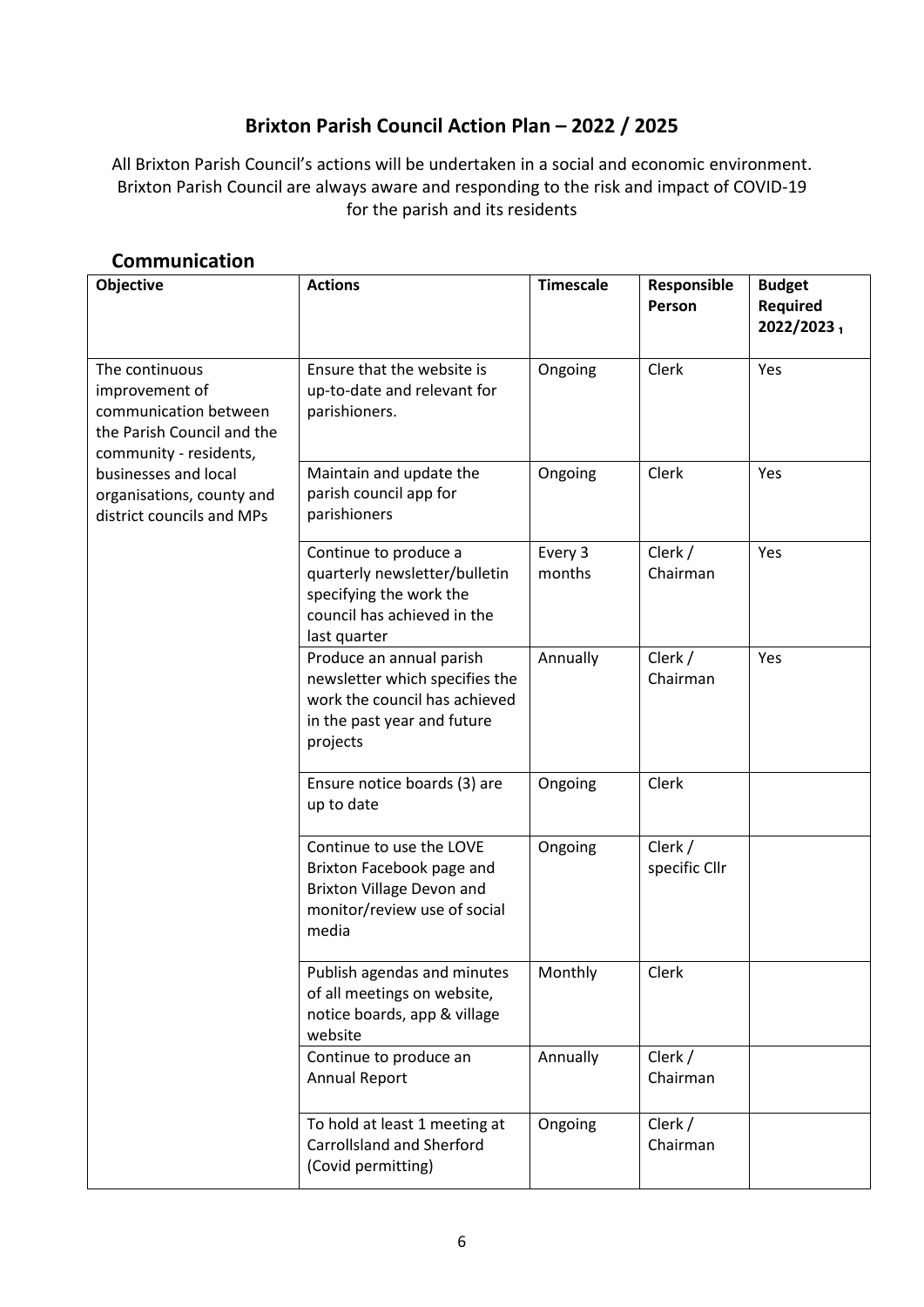# Brixton Parish Council Action Plan – 2022 / 2025

All Brixton Parish Council's actions will be undertaken in a social and economic environment. Brixton Parish Council are always aware and responding to the risk and impact of COVID-19 for the parish and its residents

## Communication

| Objective | Actions | Timescale | Responsible Person | Budget Required 2022/2023 ₁ |
|---|---|---|---|---|
| The continuous improvement of communication between the Parish Council and the community - residents, businesses and local organisations, county and district councils and MPs | Ensure that the website is up-to-date and relevant for parishioners. | Ongoing | Clerk | Yes |
| | Maintain and update the parish council app for parishioners | Ongoing | Clerk | Yes |
| | Continue to produce a quarterly newsletter/bulletin specifying the work the council has achieved in the last quarter | Every 3 months | Clerk / Chairman | Yes |
| | Produce an annual parish newsletter which specifies the work the council has achieved in the past year and future projects | Annually | Clerk / Chairman | Yes |
| | Ensure notice boards (3) are up to date | Ongoing | Clerk | |
| | Continue to use the LOVE Brixton Facebook page and Brixton Village Devon and monitor/review use of social media | Ongoing | Clerk / specific Cllr | |
| | Publish agendas and minutes of all meetings on website, notice boards, app & village website | Monthly | Clerk | |
| | Continue to produce an Annual Report | Annually | Clerk / Chairman | |
| | To hold at least 1 meeting at Carrollsland and Sherford (Covid permitting) | Ongoing | Clerk / Chairman | |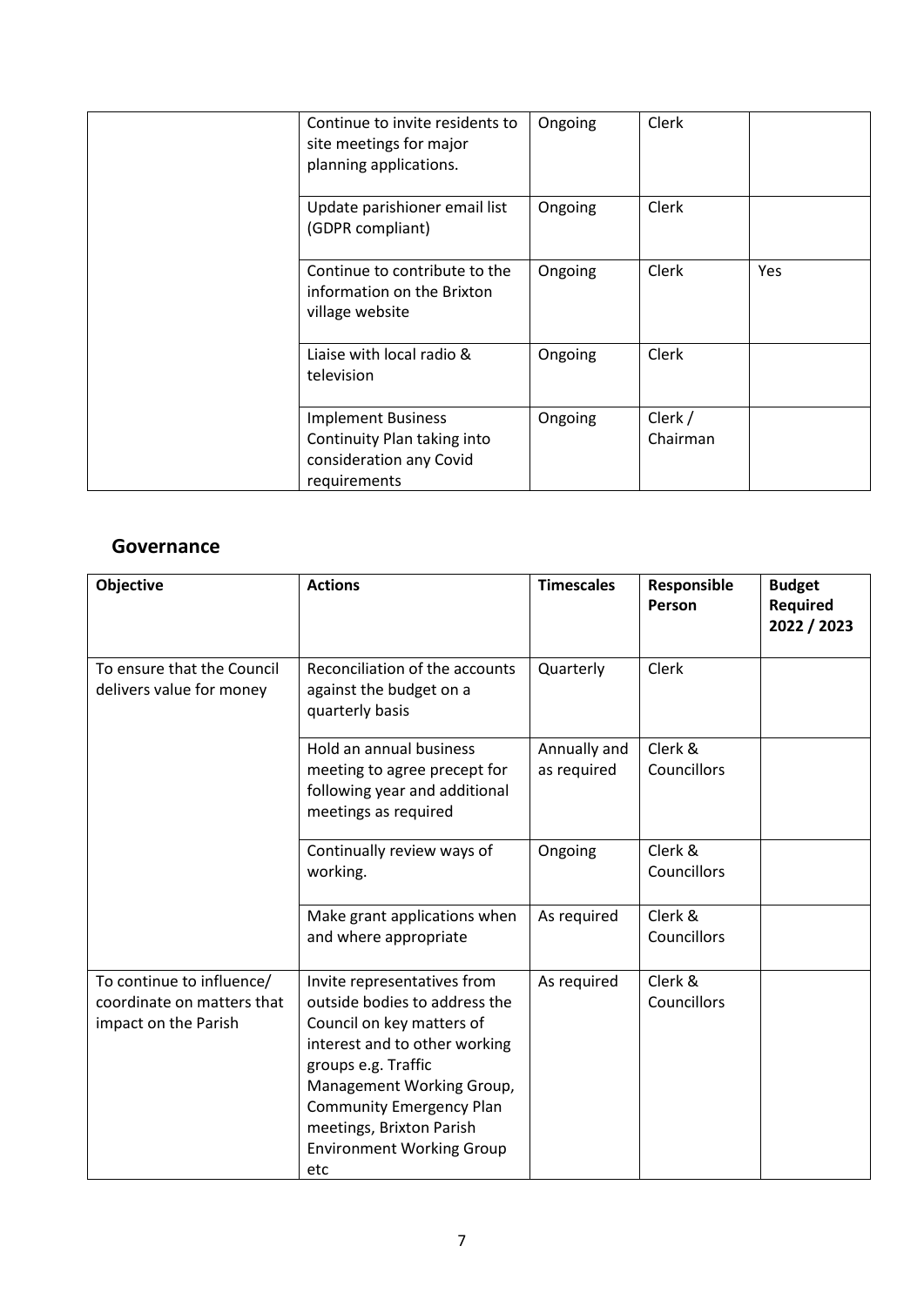| | | | | |
|---|---|---|---|---|
| | Continue to invite residents to site meetings for major planning applications. | Ongoing | Clerk | |
| | Update parishioner email list (GDPR compliant) | Ongoing | Clerk | |
| | Continue to contribute to the information on the Brixton village website | Ongoing | Clerk | Yes |
| | Liaise with local radio & television | Ongoing | Clerk | |
| | Implement Business Continuity Plan taking into consideration any Covid requirements | Ongoing | Clerk / Chairman | |

## Governance

| Objective | Actions | Timescales | Responsible Person | Budget Required 2022 / 2023 |
|---|---|---|---|---|
| To ensure that the Council delivers value for money | Reconciliation of the accounts against the budget on a quarterly basis | Quarterly | Clerk | |
| | Hold an annual business meeting to agree precept for following year and additional meetings as required | Annually and as required | Clerk & Councillors | |
| | Continually review ways of working. | Ongoing | Clerk & Councillors | |
| | Make grant applications when and where appropriate | As required | Clerk & Councillors | |
| To continue to influence/ coordinate on matters that impact on the Parish | Invite representatives from outside bodies to address the Council on key matters of interest and to other working groups e.g. Traffic Management Working Group, Community Emergency Plan meetings, Brixton Parish Environment Working Group etc | As required | Clerk & Councillors | |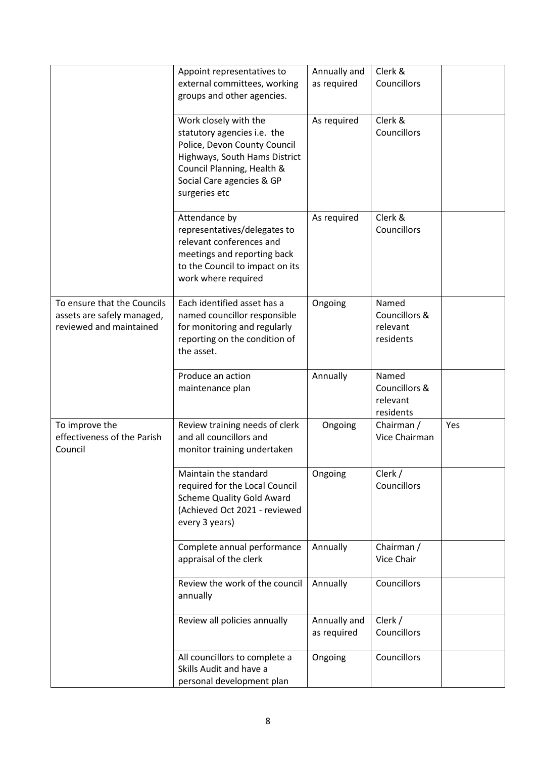| | | | | |
|---|---|---|---|---|
| | Appoint representatives to external committees, working groups and other agencies. | Annually and as required | Clerk & Councillors | |
| | Work closely with the statutory agencies i.e. the Police, Devon County Council Highways, South Hams District Council Planning, Health & Social Care agencies & GP surgeries etc | As required | Clerk & Councillors | |
| | Attendance by representatives/delegates to relevant conferences and meetings and reporting back to the Council to impact on its work where required | As required | Clerk & Councillors | |
| To ensure that the Councils assets are safely managed, reviewed and maintained | Each identified asset has a named councillor responsible for monitoring and regularly reporting on the condition of the asset. | Ongoing | Named Councillors & relevant residents | |
| | Produce an action maintenance plan | Annually | Named Councillors & relevant residents | |
| To improve the effectiveness of the Parish Council | Review training needs of clerk and all councillors and monitor training undertaken | Ongoing | Chairman / Vice Chairman | Yes |
| | Maintain the standard required for the Local Council Scheme Quality Gold Award (Achieved Oct 2021 - reviewed every 3 years) | Ongoing | Clerk / Councillors | |
| | Complete annual performance appraisal of the clerk | Annually | Chairman / Vice Chair | |
| | Review the work of the council annually | Annually | Councillors | |
| | Review all policies annually | Annually and as required | Clerk / Councillors | |
| | All councillors to complete a Skills Audit and have a personal development plan | Ongoing | Councillors | |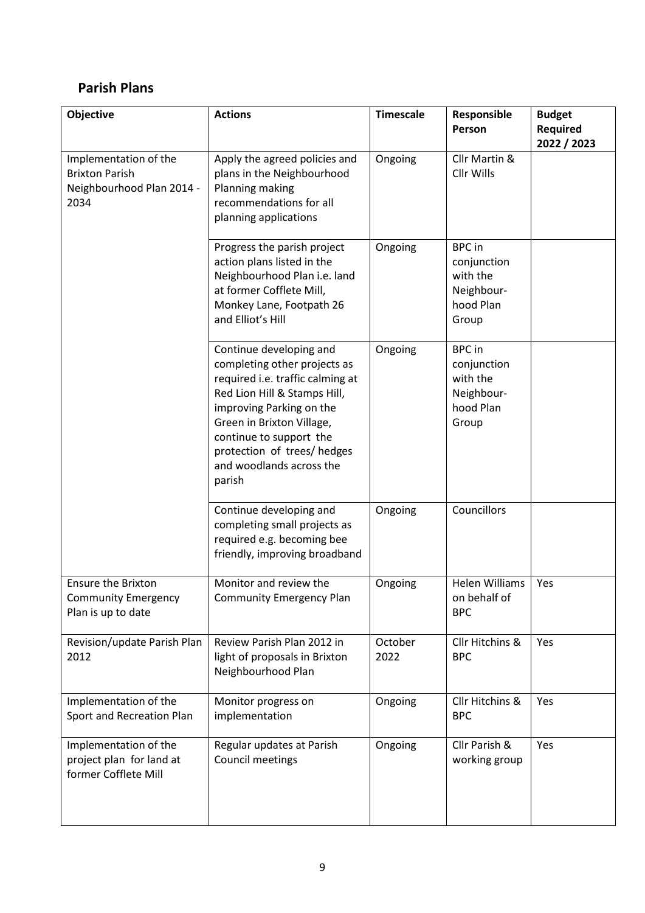## Parish Plans

| Objective | Actions | Timescale | Responsible Person | Budget Required 2022 / 2023 |
|---|---|---|---|---|
| Implementation of the Brixton Parish Neighbourhood Plan 2014 - 2034 | Apply the agreed policies and plans in the Neighbourhood Planning making recommendations for all planning applications | Ongoing | Cllr Martin & Cllr Wills | |
| | Progress the parish project action plans listed in the Neighbourhood Plan i.e. land at former Cofflete Mill, Monkey Lane, Footpath 26 and Elliot's Hill | Ongoing | BPC in conjunction with the Neighbour-hood Plan Group | |
| | Continue developing and completing other projects as required i.e. traffic calming at Red Lion Hill & Stamps Hill, improving Parking on the Green in Brixton Village, continue to support the protection of trees/ hedges and woodlands across the parish | Ongoing | BPC in conjunction with the Neighbour-hood Plan Group | |
| | Continue developing and completing small projects as required e.g. becoming bee friendly, improving broadband | Ongoing | Councillors | |
| Ensure the Brixton Community Emergency Plan is up to date | Monitor and review the Community Emergency Plan | Ongoing | Helen Williams on behalf of BPC | Yes |
| Revision/update Parish Plan 2012 | Review Parish Plan 2012 in light of proposals in Brixton Neighbourhood Plan | October 2022 | Cllr Hitchins & BPC | Yes |
| Implementation of the Sport and Recreation Plan | Monitor progress on implementation | Ongoing | Cllr Hitchins & BPC | Yes |
| Implementation of the project plan for land at former Cofflete Mill | Regular updates at Parish Council meetings | Ongoing | Cllr Parish & working group | Yes |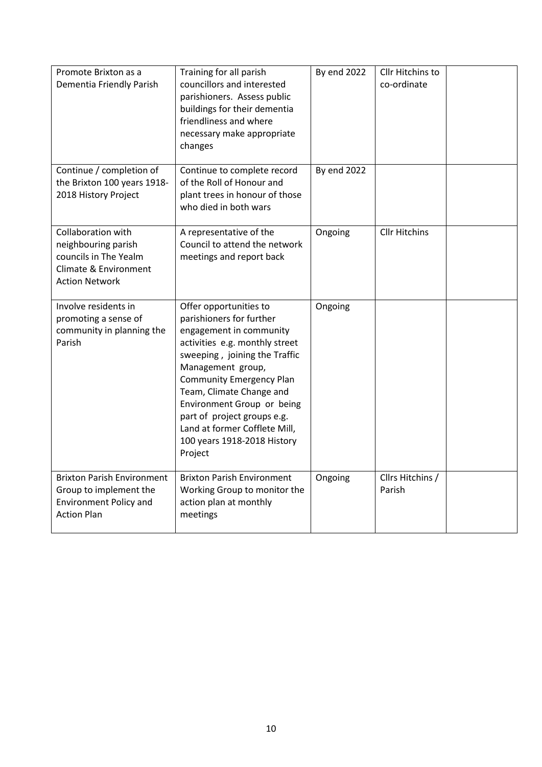| | | | | |
|---|---|---|---|---|
| Promote Brixton as a Dementia Friendly Parish | Training for all parish councillors and interested parishioners. Assess public buildings for their dementia friendliness and where necessary make appropriate changes | By end 2022 | Cllr Hitchins to co-ordinate | |
| Continue / completion of the Brixton 100 years 1918-2018 History Project | Continue to complete record of the Roll of Honour and plant trees in honour of those who died in both wars | By end 2022 | | |
| Collaboration with neighbouring parish councils in The Yealm Climate & Environment Action Network | A representative of the Council to attend the network meetings and report back | Ongoing | Cllr Hitchins | |
| Involve residents in promoting a sense of community in planning the Parish | Offer opportunities to parishioners for further engagement in community activities e.g. monthly street sweeping , joining the Traffic Management group, Community Emergency Plan Team, Climate Change and Environment Group or being part of project groups e.g. Land at former Cofflete Mill, 100 years 1918-2018 History Project | Ongoing | | |
| Brixton Parish Environment Group to implement the Environment Policy and Action Plan | Brixton Parish Environment Working Group to monitor the action plan at monthly meetings | Ongoing | Cllrs Hitchins / Parish | |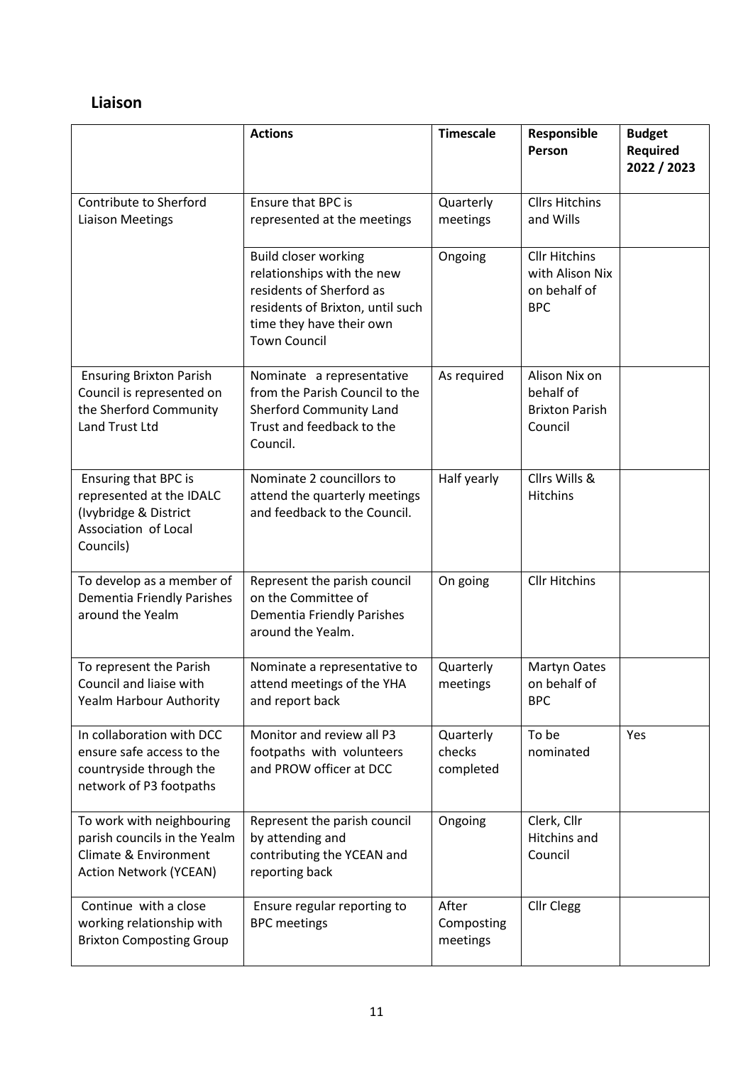## Liaison

| | Actions | Timescale | Responsible Person | Budget Required 2022 / 2023 |
|---|---|---|---|---|
| Contribute to Sherford Liaison Meetings | Ensure that BPC is represented at the meetings | Quarterly meetings | Cllrs Hitchins and Wills | |
| | Build closer working relationships with the new residents of Sherford as residents of Brixton, until such time they have their own Town Council | Ongoing | Cllr Hitchins with Alison Nix on behalf of the BPC | |
| Ensuring Brixton Parish Council is represented on the Sherford Community Land Trust Ltd | Nominate a representative from the Parish Council to the Sherford Community Land Trust and feedback to the Council. | As required | Alison Nix on behalf of the Brixton Parish Council | |
| Ensuring that BPC is represented at the IDALC (Ivybridge & District Association of Local Councils) | Nominate 2 councillors to attend the quarterly meetings and feedback to the Council. | Half yearly | Cllrs Wills & Hitchins | |
| To develop as a member of Dementia Friendly Parishes around the Yealm | Represent the parish council on the Committee of Dementia Friendly Parishes around the Yealm. | On going | Cllr Hitchins | |
| To represent the Parish Council and liaise with Yealm Harbour Authority | Nominate a representative to attend meetings of the YHA and report back | Quarterly meetings | Martyn Oates on behalf of the BPC | |
| In collaboration with DCC ensure safe access to the countryside through the network of P3 footpaths | Monitor and review all P3 footpaths with volunteers and PROW officer at DCC | Quarterly checks completed | To be nominated | Yes |
| To work with neighbouring parish councils in the Yealm Climate & Environment Action Network (YCEAN) | Represent the parish council by attending and contributing the YCEAN and reporting back | Ongoing | Clerk, Cllr Hitchins and Council | |
| Continue with a close working relationship with Brixton Composting Group | Ensure regular reporting to BPC meetings | After Composting meetings | Cllr Clegg | |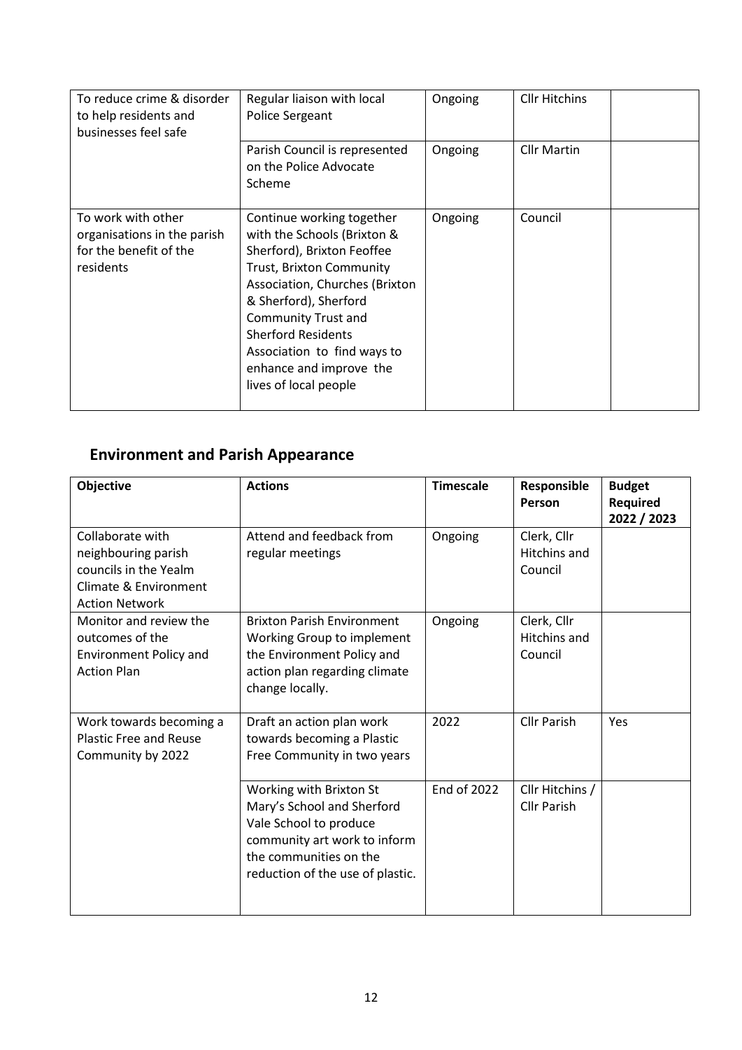| | | | | |
|---|---|---|---|---|
| To reduce crime & disorder to help residents and businesses feel safe | Regular liaison with local Police Sergeant | Ongoing | Cllr Hitchins | |
| | Parish Council is represented on the Police Advocate Scheme | Ongoing | Cllr Martin | |
| To work with other organisations in the parish for the benefit of the residents | Continue working together with the Schools (Brixton & Sherford), Brixton Feoffee Trust, Brixton Community Association, Churches (Brixton & Sherford), Sherford Community Trust and Sherford Residents Association to find ways to enhance and improve the lives of local people | Ongoing | Council | |

## Environment and Parish Appearance

| Objective | Actions | Timescale | Responsible Person | Budget Required 2022 / 2023 |
|---|---|---|---|---|
| Collaborate with neighbouring parish councils in the Yealm Climate & Environment Action Network | Attend and feedback from regular meetings | Ongoing | Clerk, Cllr Hitchins and Council | |
| Monitor and review the outcomes of the Environment Policy and Action Plan | Brixton Parish Environment Working Group to implement the Environment Policy and action plan regarding climate change locally. | Ongoing | Clerk, Cllr Hitchins and Council | |
| Work towards becoming a Plastic Free and Reuse Community by 2022 | Draft an action plan work towards becoming a Plastic Free Community in two years | 2022 | Cllr Parish | Yes |
| | Working with Brixton St Mary's School and Sherford Vale School to produce community art work to inform the communities on the reduction of the use of plastic. | End of 2022 | Cllr Hitchins / Cllr Parish | |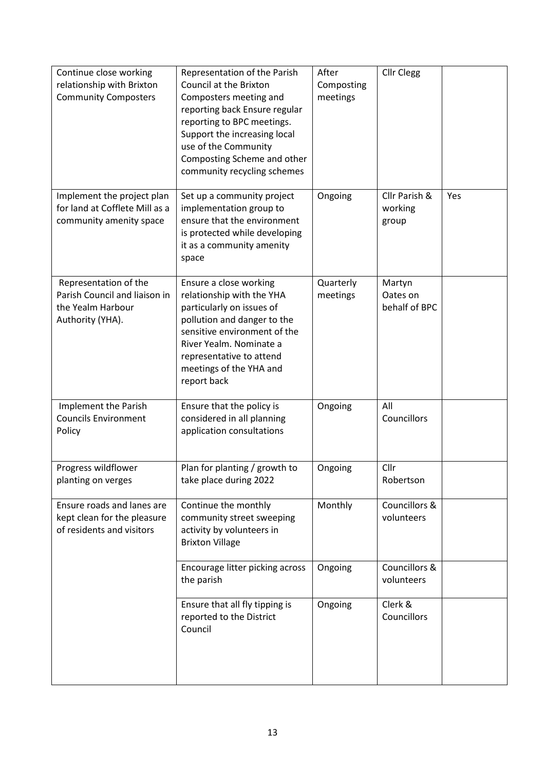| | | | | |
|---|---|---|---|---|
| Continue close working relationship with Brixton Community Composters | Representation of the Parish Council at the Brixton Composters meeting and reporting back Ensure regular reporting to BPC meetings. Support the increasing local use of the Community Composting Scheme and other community recycling schemes | After Composting meetings | Cllr Clegg | |
| Implement the project plan for land at Cofflete Mill as a community amenity space | Set up a community project implementation group to ensure that the environment is protected while developing it as a community amenity space | Ongoing | Cllr Parish & working group | Yes |
| Representation of the Parish Council and liaison in the Yealm Harbour Authority (YHA). | Ensure a close working relationship with the YHA particularly on issues of pollution and danger to the sensitive environment of the River Yealm. Nominate a representative to attend meetings of the YHA and report back | Quarterly meetings | Martyn Oates on behalf of BPC | |
| Implement the Parish Councils Environment Policy | Ensure that the policy is considered in all planning application consultations | Ongoing | All Councillors | |
| Progress wildflower planting on verges | Plan for planting / growth to take place during 2022 | Ongoing | Cllr Robertson | |
| Ensure roads and lanes are kept clean for the pleasure of residents and visitors | Continue the monthly community street sweeping activity by volunteers in Brixton Village | Monthly | Councillors & volunteers | |
| | Encourage litter picking across the parish | Ongoing | Councillors & volunteers | |
| | Ensure that all fly tipping is reported to the District Council | Ongoing | Clerk & Councillors | |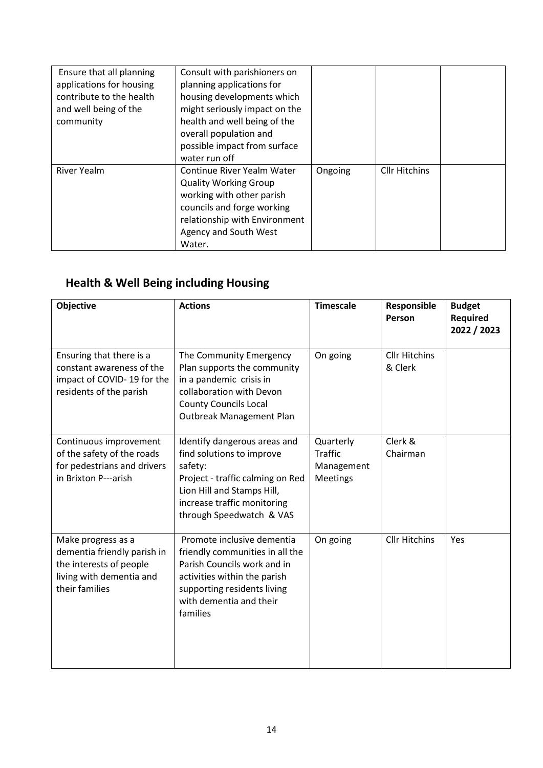| | | | | |
|---|---|---|---|---|
| Ensure that all planning applications for housing contribute to the health and well being of the community | Consult with parishioners on planning applications for housing developments which might seriously impact on the health and well being of the overall population and possible impact from surface water run off | | | |
| River Yealm | Continue River Yealm Water Quality Working Group working with other parish councils and forge working relationship with Environment Agency and South West Water. | Ongoing | Cllr Hitchins | |

## Health & Well Being including Housing

| Objective | Actions | Timescale | Responsible Person | Budget Required 2022 / 2023 |
|---|---|---|---|---|
| Ensuring that there is a constant awareness of the impact of COVID- 19 for the residents of the parish | The Community Emergency Plan supports the community in a pandemic crisis in collaboration with Devon County Councils Local Outbreak Management Plan | On going | Cllr Hitchins & Clerk | |
| Continuous improvement of the safety of the roads for pedestrians and drivers in Brixton P---arish | Identify dangerous areas and find solutions to improve safety:<br>Project - traffic calming on Red Lion Hill and Stamps Hill, increase traffic monitoring through Speedwatch & VAS | Quarterly Traffic Management Meetings | Clerk & Chairman | |
| Make progress as a dementia friendly parish in the interests of people living with dementia and their families | Promote inclusive dementia friendly communities in all the Parish Councils work and in activities within the parish supporting residents living with dementia and their families | On going | Cllr Hitchins | Yes |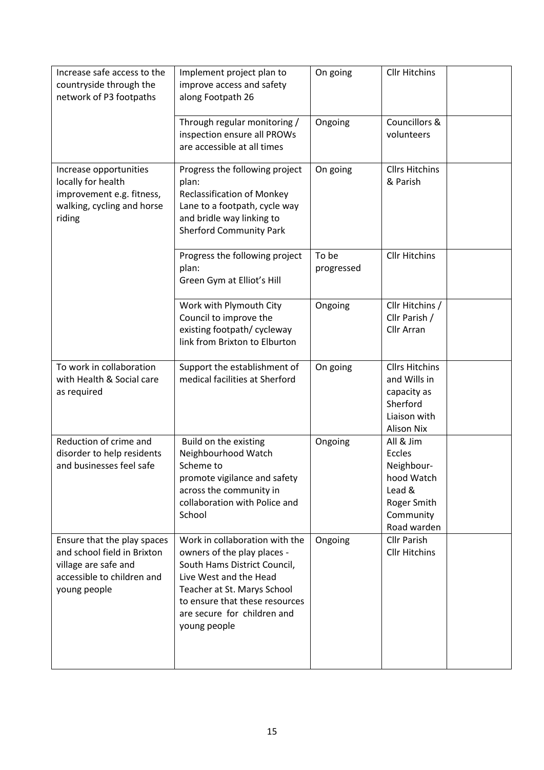| | | | | |
|---|---|---|---|---|
| Increase safe access to the countryside through the network of P3 footpaths | Implement project plan to improve access and safety along Footpath 26 | On going | Cllr Hitchins | |
| | Through regular monitoring / inspection ensure all PROWs are accessible at all times | Ongoing | Councillors & volunteers | |
| Increase opportunities locally for health improvement e.g. fitness, walking, cycling and horse riding | Progress the following project plan:<br>Reclassification of Monkey Lane to a footpath, cycle way and bridle way linking to Sherford Community Park | On going | Cllrs Hitchins & Parish | |
| | Progress the following project plan:<br>Green Gym at Elliot's Hill | To be progressed | Cllr Hitchins | |
| | Work with Plymouth City Council to improve the existing footpath/ cycleway link from Brixton to Elburton | Ongoing | Cllr Hitchins / Cllr Parish / Cllr Arran | |
| To work in collaboration with Health & Social care as required | Support the establishment of medical facilities at Sherford | On going | Cllrs Hitchins and Wills in capacity as Sherford Liaison with Alison Nix | |
| Reduction of crime and disorder to help residents and businesses feel safe | Build on the existing Neighbourhood Watch Scheme to promote vigilance and safety across the community in collaboration with Police and School | Ongoing | All & Jim Eccles Neighbour-hood Watch Lead & Roger Smith Community Road warden | |
| Ensure that the play spaces and school field in Brixton village are safe and accessible to children and young people | Work in collaboration with the owners of the play places - South Hams District Council, Live West and the Head Teacher at St. Marys School to ensure that these resources are secure for children and young people | Ongoing | Cllr Parish<br>Cllr Hitchins | |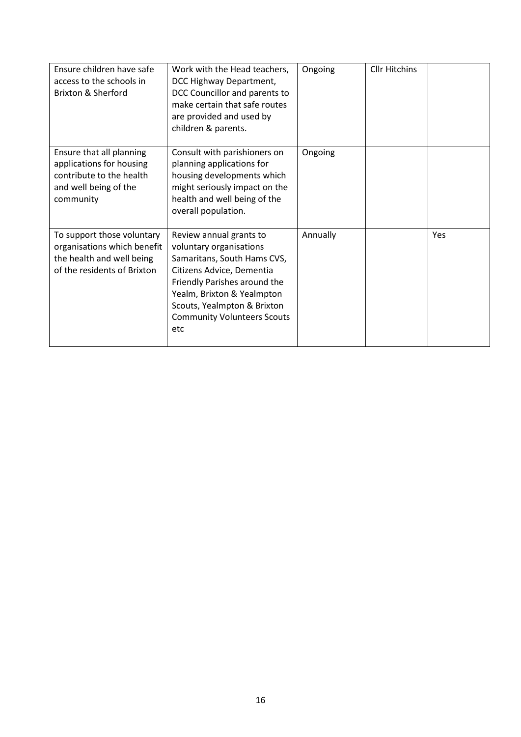| | | | | |
|---|---|---|---|---|
| Ensure children have safe access to the schools in Brixton & Sherford | Work with the Head teachers, DCC Highway Department, DCC Councillor and parents to make certain that safe routes are provided and used by children & parents. | Ongoing | Cllr Hitchins | |
| Ensure that all planning applications for housing contribute to the health and well being of the community | Consult with parishioners on planning applications for housing developments which might seriously impact on the health and well being of the overall population. | Ongoing | | |
| To support those voluntary organisations which benefit the health and well being of the residents of Brixton | Review annual grants to voluntary organisations Samaritans, South Hams CVS, Citizens Advice, Dementia Friendly Parishes around the Yealm, Brixton & Yealmpton Scouts, Yealmpton & Brixton Community Volunteers Scouts etc | Annually | | Yes |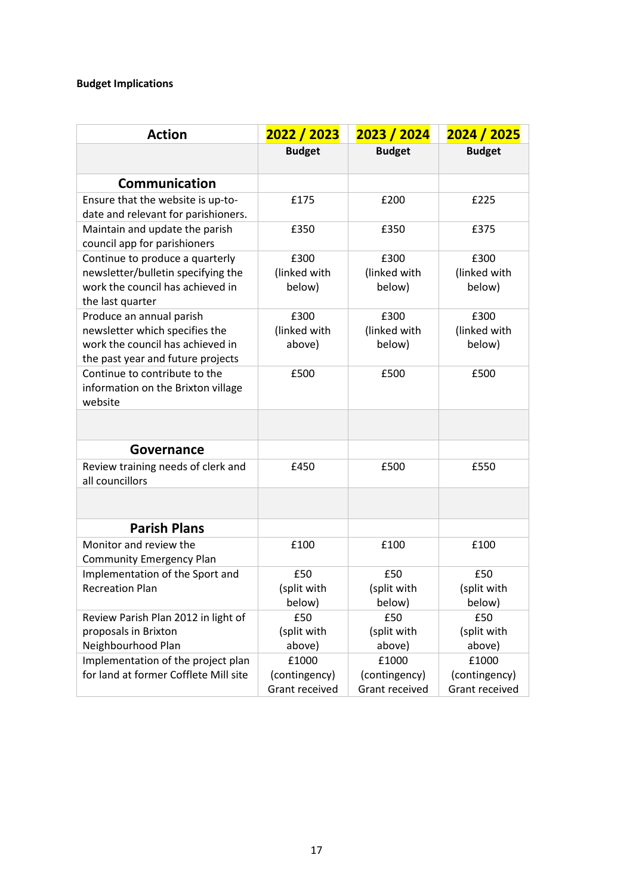**Budget Implications**

| Action | 2022 / 2023 | 2023 / 2024 | 2024 / 2025 |
|---|---|---|---|
| | **Budget** | **Budget** | **Budget** |
| **Communication** | | | |
| Ensure that the website is up-to-date and relevant for parishioners. | £175 | £200 | £225 |
| Maintain and update the parish council app for parishioners | £350 | £350 | £375 |
| Continue to produce a quarterly newsletter/bulletin specifying the work the council has achieved in the last quarter | £300 (linked with below) | £300 (linked with below) | £300 (linked with below) |
| Produce an annual parish newsletter which specifies the work the council has achieved in the past year and future projects | £300 (linked with above) | £300 (linked with below) | £300 (linked with below) |
| Continue to contribute to the information on the Brixton village website | £500 | £500 | £500 |
| | | | |
| **Governance** | | | |
| Review training needs of clerk and all councillors | £450 | £500 | £550 |
| | | | |
| **Parish Plans** | | | |
| Monitor and review the Community Emergency Plan | £100 | £100 | £100 |
| Implementation of the Sport and Recreation Plan | £50 (split with below) | £50 (split with below) | £50 (split with below) |
| Review Parish Plan 2012 in light of proposals in Brixton Neighbourhood Plan | £50 (split with above) | £50 (split with above) | £50 (split with above) |
| Implementation of the project plan for land at former Cofflete Mill site | £1000 (contingency) Grant received | £1000 (contingency) Grant received | £1000 (contingency) Grant received |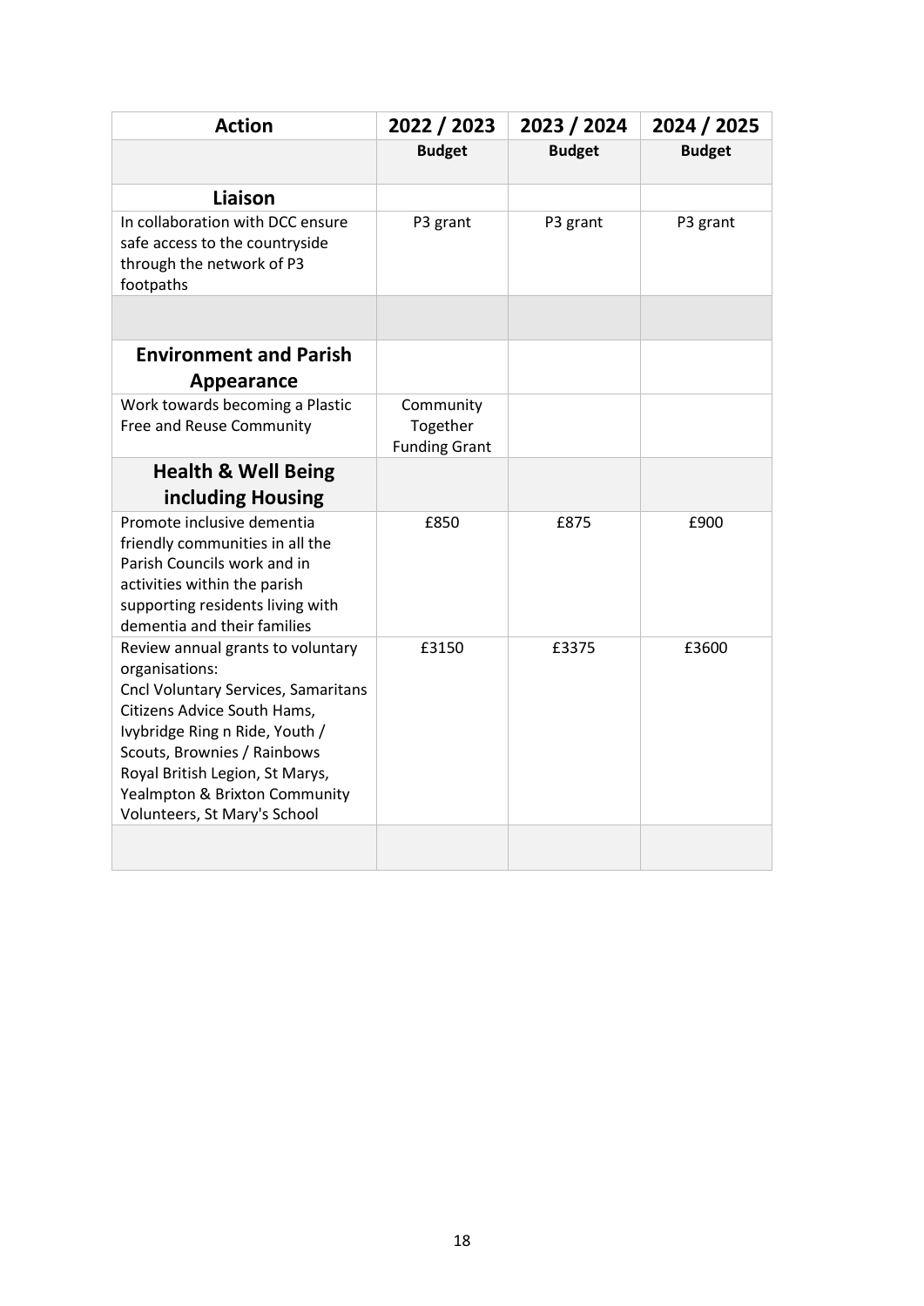| Action | 2022 / 2023 | 2023 / 2024 | 2024 / 2025 |
|---|---|---|---|
| | **Budget** | **Budget** | **Budget** |
| **Liaison** | | | |
| In collaboration with DCC ensure safe access to the countryside through the network of P3 footpaths | P3 grant | P3 grant | P3 grant |
| | | | |
| **Environment and Parish Appearance** | | | |
| Work towards becoming a Plastic Free and Reuse Community | Community Together Funding Grant | | |
| **Health & Well Being including Housing** | | | |
| Promote inclusive dementia friendly communities in all the Parish Councils work and in activities within the parish supporting residents living with dementia and their families | £850 | £875 | £900 |
| Review annual grants to voluntary organisations: Cncl Voluntary Services, Samaritans Citizens Advice South Hams, Ivybridge Ring n Ride, Youth / Scouts, Brownies / Rainbows Royal British Legion, St Marys, Yealmpton & Brixton Community Volunteers, St Mary's School | £3150 | £3375 | £3600 |
| | | | |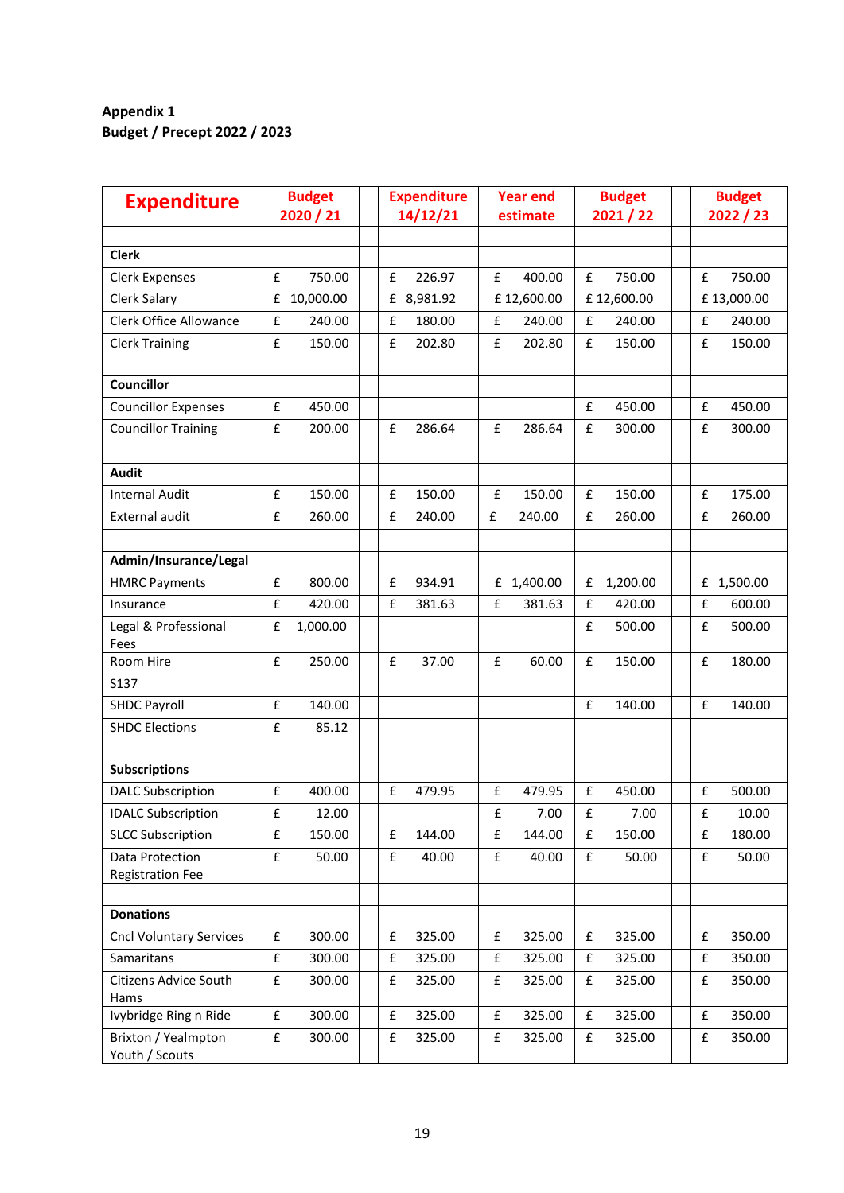**Appendix 1**
**Budget / Precept 2022 / 2023**

| Expenditure | Budget 2020 / 21 | | Expenditure 14/12/21 | Year end estimate | Budget 2021 / 22 | | Budget 2022 / 23 |
|---|---|---|---|---|---|---|---|
| | | | | | | | |
| **Clerk** | | | | | | | |
| Clerk Expenses | £ 750.00 | | £ 226.97 | £ 400.00 | £ 750.00 | | £ 750.00 |
| Clerk Salary | £ 10,000.00 | | £ 8,981.92 | £ 12,600.00 | £ 12,600.00 | | £ 13,000.00 |
| Clerk Office Allowance | £ 240.00 | | £ 180.00 | £ 240.00 | £ 240.00 | | £ 240.00 |
| Clerk Training | £ 150.00 | | £ 202.80 | £ 202.80 | £ 150.00 | | £ 150.00 |
| | | | | | | | |
| **Councillor** | | | | | | | |
| Councillor Expenses | £ 450.00 | | | | £ 450.00 | | £ 450.00 |
| Councillor Training | £ 200.00 | | £ 286.64 | £ 286.64 | £ 300.00 | | £ 300.00 |
| | | | | | | | |
| **Audit** | | | | | | | |
| Internal Audit | £ 150.00 | | £ 150.00 | £ 150.00 | £ 150.00 | | £ 175.00 |
| External audit | £ 260.00 | | £ 240.00 | £ 240.00 | £ 260.00 | | £ 260.00 |
| | | | | | | | |
| **Admin/Insurance/Legal** | | | | | | | |
| HMRC Payments | £ 800.00 | | £ 934.91 | £ 1,400.00 | £ 1,200.00 | | £ 1,500.00 |
| Insurance | £ 420.00 | | £ 381.63 | £ 381.63 | £ 420.00 | | £ 600.00 |
| Legal & Professional Fees | £ 1,000.00 | | | | £ 500.00 | | £ 500.00 |
| Room Hire | £ 250.00 | | £ 37.00 | £ 60.00 | £ 150.00 | | £ 180.00 |
| S137 | | | | | | | |
| SHDC Payroll | £ 140.00 | | | | £ 140.00 | | £ 140.00 |
| SHDC Elections | £ 85.12 | | | | | | |
| | | | | | | | |
| **Subscriptions** | | | | | | | |
| DALC Subscription | £ 400.00 | | £ 479.95 | £ 479.95 | £ 450.00 | | £ 500.00 |
| IDALC Subscription | £ 12.00 | | | £ 7.00 | £ 7.00 | | £ 10.00 |
| SLCC Subscription | £ 150.00 | | £ 144.00 | £ 144.00 | £ 150.00 | | £ 180.00 |
| Data Protection Registration Fee | £ 50.00 | | £ 40.00 | £ 40.00 | £ 50.00 | | £ 50.00 |
| | | | | | | | |
| **Donations** | | | | | | | |
| Cncl Voluntary Services | £ 300.00 | | £ 325.00 | £ 325.00 | £ 325.00 | | £ 350.00 |
| Samaritans | £ 300.00 | | £ 325.00 | £ 325.00 | £ 325.00 | | £ 350.00 |
| Citizens Advice South Hams | £ 300.00 | | £ 325.00 | £ 325.00 | £ 325.00 | | £ 350.00 |
| Ivybridge Ring n Ride | £ 300.00 | | £ 325.00 | £ 325.00 | £ 325.00 | | £ 350.00 |
| Brixton / Yealmpton Youth / Scouts | £ 300.00 | | £ 325.00 | £ 325.00 | £ 325.00 | | £ 350.00 |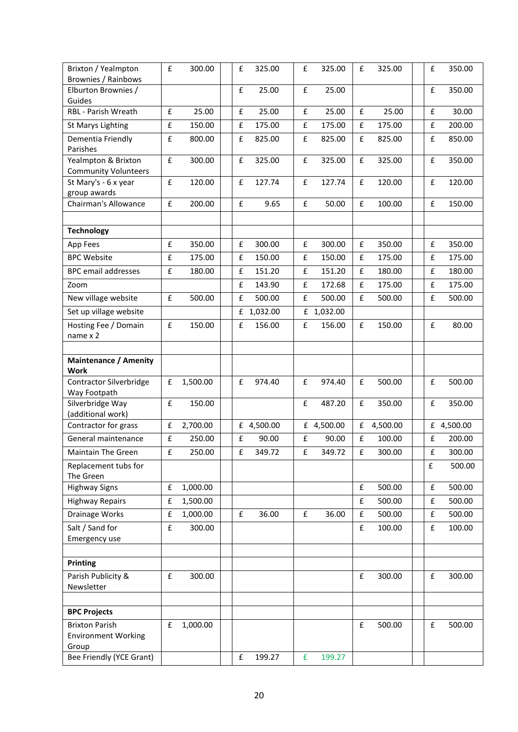| | | | | | |
|---|---|---|---|---|---|
| Brixton / Yealmpton Brownies / Rainbows | £ 300.00 | £ 325.00 | £ 325.00 | £ 325.00 | £ 350.00 |
| Elburton Brownies / Guides | | £ 25.00 | £ 25.00 | | £ 350.00 |
| RBL - Parish Wreath | £ 25.00 | £ 25.00 | £ 25.00 | £ 25.00 | £ 30.00 |
| St Marys Lighting | £ 150.00 | £ 175.00 | £ 175.00 | £ 175.00 | £ 200.00 |
| Dementia Friendly Parishes | £ 800.00 | £ 825.00 | £ 825.00 | £ 825.00 | £ 850.00 |
| Yealmpton & Brixton Community Volunteers | £ 300.00 | £ 325.00 | £ 325.00 | £ 325.00 | £ 350.00 |
| St Mary's - 6 x year group awards | £ 120.00 | £ 127.74 | £ 127.74 | £ 120.00 | £ 120.00 |
| Chairman's Allowance | £ 200.00 | £ 9.65 | £ 50.00 | £ 100.00 | £ 150.00 |
| | | | | | |
| **Technology** | | | | | |
| App Fees | £ 350.00 | £ 300.00 | £ 300.00 | £ 350.00 | £ 350.00 |
| BPC Website | £ 175.00 | £ 150.00 | £ 150.00 | £ 175.00 | £ 175.00 |
| BPC email addresses | £ 180.00 | £ 151.20 | £ 151.20 | £ 180.00 | £ 180.00 |
| Zoom | | £ 143.90 | £ 172.68 | £ 175.00 | £ 175.00 |
| New village website | £ 500.00 | £ 500.00 | £ 500.00 | £ 500.00 | £ 500.00 |
| Set up village website | | £ 1,032.00 | £ 1,032.00 | | |
| Hosting Fee / Domain name x 2 | £ 150.00 | £ 156.00 | £ 156.00 | £ 150.00 | £ 80.00 |
| | | | | | |
| **Maintenance / Amenity Work** | | | | | |
| Contractor Silverbridge Way Footpath | £ 1,500.00 | £ 974.40 | £ 974.40 | £ 500.00 | £ 500.00 |
| Silverbridge Way (additional work) | £ 150.00 | | £ 487.20 | £ 350.00 | £ 350.00 |
| Contractor for grass | £ 2,700.00 | £ 4,500.00 | £ 4,500.00 | £ 4,500.00 | £ 4,500.00 |
| General maintenance | £ 250.00 | £ 90.00 | £ 90.00 | £ 100.00 | £ 200.00 |
| Maintain The Green | £ 250.00 | £ 349.72 | £ 349.72 | £ 300.00 | £ 300.00 |
| Replacement tubs for The Green | | | | | £ 500.00 |
| Highway Signs | £ 1,000.00 | | | £ 500.00 | £ 500.00 |
| Highway Repairs | £ 1,500.00 | | | £ 500.00 | £ 500.00 |
| Drainage Works | £ 1,000.00 | £ 36.00 | £ 36.00 | £ 500.00 | £ 500.00 |
| Salt / Sand for Emergency use | £ 300.00 | | | £ 100.00 | £ 100.00 |
| | | | | | |
| **Printing** | | | | | |
| Parish Publicity & Newsletter | £ 300.00 | | | £ 300.00 | £ 300.00 |
| | | | | | |
| **BPC Projects** | | | | | |
| Brixton Parish Environment Working Group | £ 1,000.00 | | | £ 500.00 | £ 500.00 |
| Bee Friendly (YCE Grant) | | £ 199.27 | £ 199.27 | | |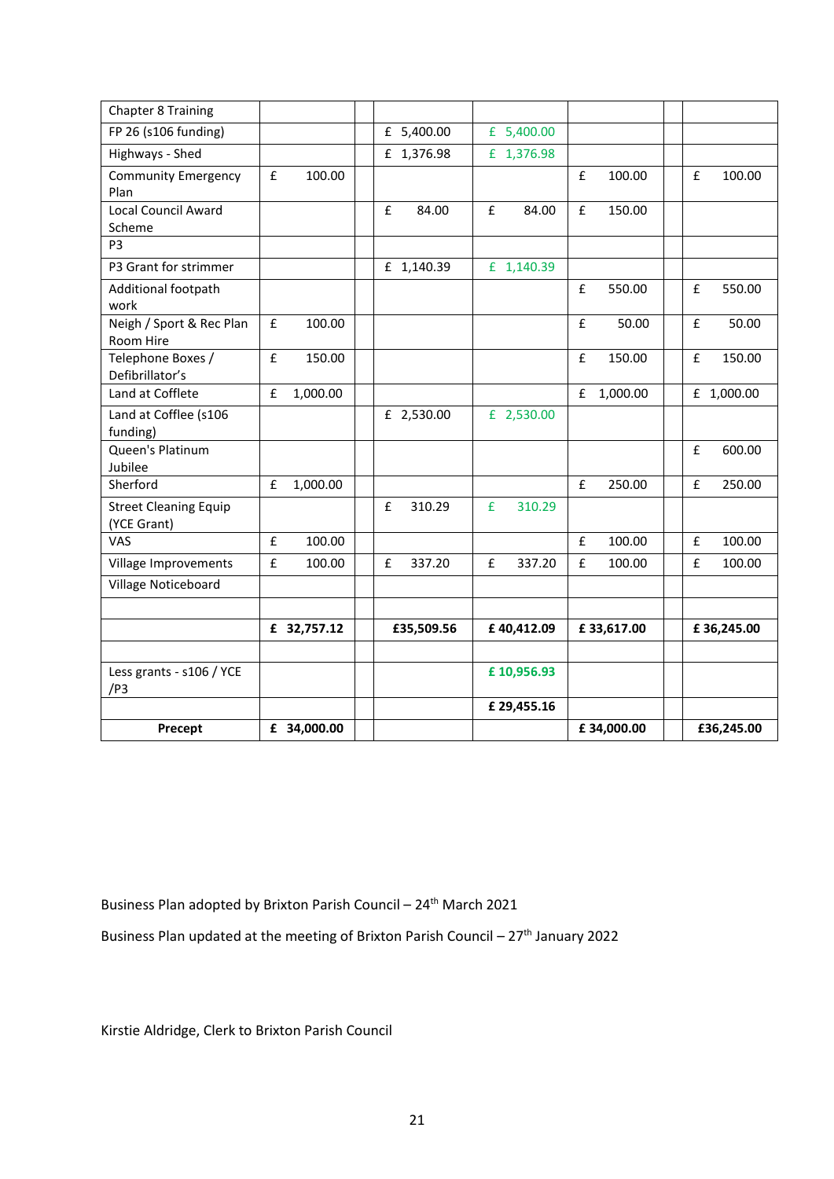| | | | | | | | |
|---|---|---|---|---|---|---|---|
| Chapter 8 Training | | | | | | | |
| FP 26 (s106 funding) | | | £ 5,400.00 | £ 5,400.00 | | | |
| Highways - Shed | | | £ 1,376.98 | £ 1,376.98 | | | |
| Community Emergency Plan | £ 100.00 | | | | £ 100.00 | | £ 100.00 |
| Local Council Award Scheme | | | £ 84.00 | £ 84.00 | £ 150.00 | | |
| P3 | | | | | | | |
| P3 Grant for strimmer | | | £ 1,140.39 | £ 1,140.39 | | | |
| Additional footpath work | | | | | £ 550.00 | | £ 550.00 |
| Neigh / Sport & Rec Plan Room Hire | £ 100.00 | | | | £ 50.00 | | £ 50.00 |
| Telephone Boxes / Defibrillator's | £ 150.00 | | | | £ 150.00 | | £ 150.00 |
| Land at Cofflete | £ 1,000.00 | | | | £ 1,000.00 | | £ 1,000.00 |
| Land at Cofflee (s106 funding) | | | £ 2,530.00 | £ 2,530.00 | | | |
| Queen's Platinum Jubilee | | | | | | | £ 600.00 |
| Sherford | £ 1,000.00 | | | | £ 250.00 | | £ 250.00 |
| Street Cleaning Equip (YCE Grant) | | | £ 310.29 | £ 310.29 | | | |
| VAS | £ 100.00 | | | | £ 100.00 | | £ 100.00 |
| Village Improvements | £ 100.00 | | £ 337.20 | £ 337.20 | £ 100.00 | | £ 100.00 |
| Village Noticeboard | | | | | | | |
| | | | | | | | |
| | **£ 32,757.12** | | **£35,509.56** | **£ 40,412.09** | **£ 33,617.00** | | **£ 36,245.00** |
| | | | | | | | |
| Less grants - s106 / YCE /P3 | | | | **£ 10,956.93** | | | |
| | | | | **£ 29,455.16** | | | |
| **Precept** | **£ 34,000.00** | | | | **£ 34,000.00** | | **£36,245.00** |

Business Plan adopted by Brixton Parish Council – 24th March 2021

Business Plan updated at the meeting of Brixton Parish Council – 27th January 2022

Kirstie Aldridge, Clerk to Brixton Parish Council